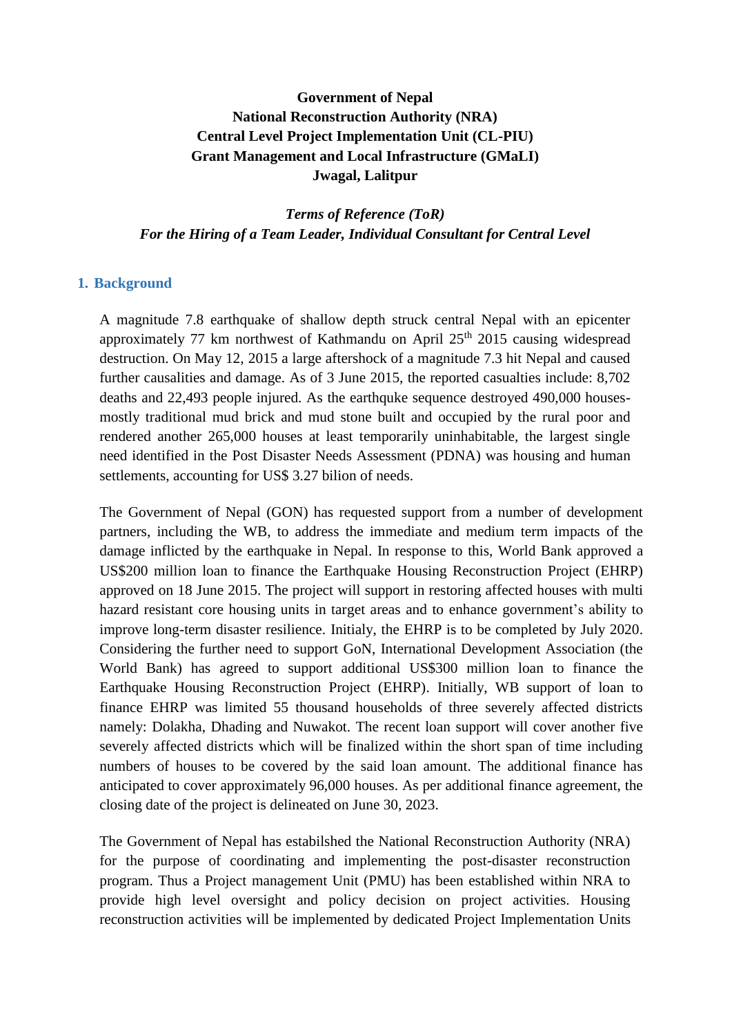**Government of Nepal**
**National Reconstruction Authority (NRA)**
**Central Level Project Implementation Unit (CL-PIU)**
**Grant Management and Local Infrastructure (GMaLI)**
**Jwagal, Lalitpur**

***Terms of Reference (ToR)***
***For the Hiring of a Team Leader, Individual Consultant for Central Level***

## 1. Background

A magnitude 7.8 earthquake of shallow depth struck central Nepal with an epicenter approximately 77 km northwest of Kathmandu on April 25th 2015 causing widespread destruction. On May 12, 2015 a large aftershock of a magnitude 7.3 hit Nepal and caused further causalities and damage. As of 3 June 2015, the reported casualties include: 8,702 deaths and 22,493 people injured. As the earthquke sequence destroyed 490,000 houses- mostly traditional mud brick and mud stone built and occupied by the rural poor and rendered another 265,000 houses at least temporarily uninhabitable, the largest single need identified in the Post Disaster Needs Assessment (PDNA) was housing and human settlements, accounting for US$ 3.27 bilion of needs.

The Government of Nepal (GON) has requested support from a number of development partners, including the WB, to address the immediate and medium term impacts of the damage inflicted by the earthquake in Nepal. In response to this, World Bank approved a US$200 million loan to finance the Earthquake Housing Reconstruction Project (EHRP) approved on 18 June 2015. The project will support in restoring affected houses with multi hazard resistant core housing units in target areas and to enhance government's ability to improve long-term disaster resilience. Initialy, the EHRP is to be completed by July 2020. Considering the further need to support GoN, International Development Association (the World Bank) has agreed to support additional US$300 million loan to finance the Earthquake Housing Reconstruction Project (EHRP). Initially, WB support of loan to finance EHRP was limited 55 thousand households of three severely affected districts namely: Dolakha, Dhading and Nuwakot. The recent loan support will cover another five severely affected districts which will be finalized within the short span of time including numbers of houses to be covered by the said loan amount. The additional finance has anticipated to cover approximately 96,000 houses. As per additional finance agreement, the closing date of the project is delineated on June 30, 2023.

The Government of Nepal has estabilshed the National Reconstruction Authority (NRA) for the purpose of coordinating and implementing the post-disaster reconstruction program. Thus a Project management Unit (PMU) has been established within NRA to provide high level oversight and policy decision on project activities. Housing reconstruction activities will be implemented by dedicated Project Implementation Units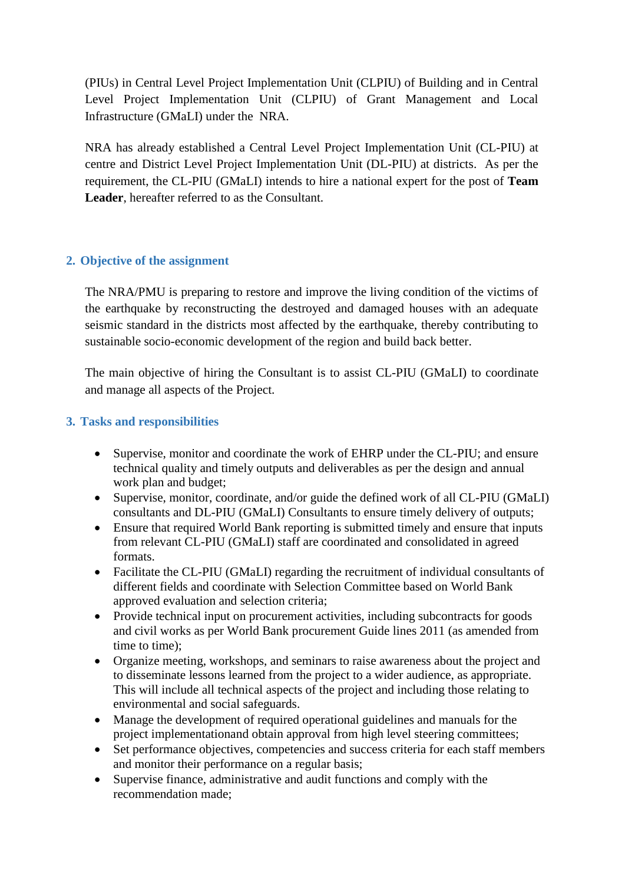(PIUs) in Central Level Project Implementation Unit (CLPIU) of Building and in Central Level Project Implementation Unit (CLPIU) of Grant Management and Local Infrastructure (GMaLI) under the NRA.

NRA has already established a Central Level Project Implementation Unit (CL-PIU) at centre and District Level Project Implementation Unit (DL-PIU) at districts. As per the requirement, the CL-PIU (GMaLI) intends to hire a national expert for the post of **Team Leader**, hereafter referred to as the Consultant.

## 2. Objective of the assignment

The NRA/PMU is preparing to restore and improve the living condition of the victims of the earthquake by reconstructing the destroyed and damaged houses with an adequate seismic standard in the districts most affected by the earthquake, thereby contributing to sustainable socio-economic development of the region and build back better.

The main objective of hiring the Consultant is to assist CL-PIU (GMaLI) to coordinate and manage all aspects of the Project.

## 3. Tasks and responsibilities

- Supervise, monitor and coordinate the work of EHRP under the CL-PIU; and ensure technical quality and timely outputs and deliverables as per the design and annual work plan and budget;
- Supervise, monitor, coordinate, and/or guide the defined work of all CL-PIU (GMaLI) consultants and DL-PIU (GMaLI) Consultants to ensure timely delivery of outputs;
- Ensure that required World Bank reporting is submitted timely and ensure that inputs from relevant CL-PIU (GMaLI) staff are coordinated and consolidated in agreed formats.
- Facilitate the CL-PIU (GMaLI) regarding the recruitment of individual consultants of different fields and coordinate with Selection Committee based on World Bank approved evaluation and selection criteria;
- Provide technical input on procurement activities, including subcontracts for goods and civil works as per World Bank procurement Guide lines 2011 (as amended from time to time);
- Organize meeting, workshops, and seminars to raise awareness about the project and to disseminate lessons learned from the project to a wider audience, as appropriate. This will include all technical aspects of the project and including those relating to environmental and social safeguards.
- Manage the development of required operational guidelines and manuals for the project implementationand obtain approval from high level steering committees;
- Set performance objectives, competencies and success criteria for each staff members and monitor their performance on a regular basis;
- Supervise finance, administrative and audit functions and comply with the recommendation made;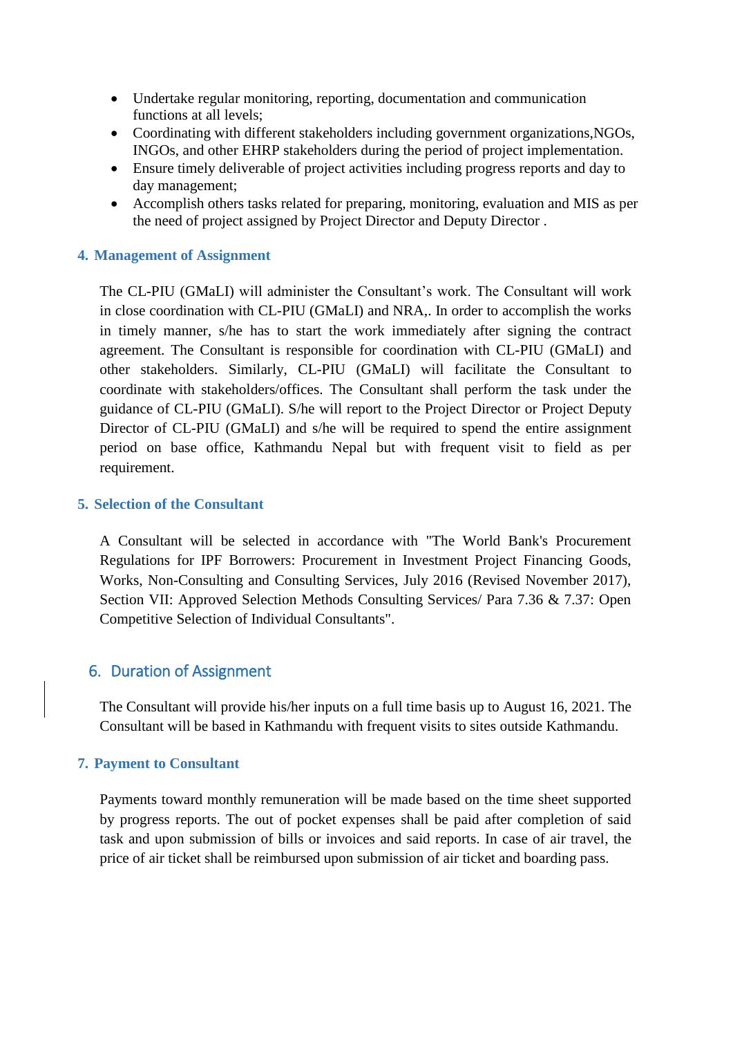- Undertake regular monitoring, reporting, documentation and communication functions at all levels;
- Coordinating with different stakeholders including government organizations,NGOs, INGOs, and other EHRP stakeholders during the period of project implementation.
- Ensure timely deliverable of project activities including progress reports and day to day management;
- Accomplish others tasks related for preparing, monitoring, evaluation and MIS as per the need of project assigned by Project Director and Deputy Director .

## 4. Management of Assignment

The CL-PIU (GMaLI) will administer the Consultant's work. The Consultant will work in close coordination with CL-PIU (GMaLI) and NRA,. In order to accomplish the works in timely manner, s/he has to start the work immediately after signing the contract agreement. The Consultant is responsible for coordination with CL-PIU (GMaLI) and other stakeholders. Similarly, CL-PIU (GMaLI) will facilitate the Consultant to coordinate with stakeholders/offices. The Consultant shall perform the task under the guidance of CL-PIU (GMaLI). S/he will report to the Project Director or Project Deputy Director of CL-PIU (GMaLI) and s/he will be required to spend the entire assignment period on base office, Kathmandu Nepal but with frequent visit to field as per requirement.

## 5. Selection of the Consultant

A Consultant will be selected in accordance with "The World Bank's Procurement Regulations for IPF Borrowers: Procurement in Investment Project Financing Goods, Works, Non-Consulting and Consulting Services, July 2016 (Revised November 2017), Section VII: Approved Selection Methods Consulting Services/ Para 7.36 & 7.37: Open Competitive Selection of Individual Consultants".

## 6. Duration of Assignment

The Consultant will provide his/her inputs on a full time basis up to August 16, 2021. The Consultant will be based in Kathmandu with frequent visits to sites outside Kathmandu.

## 7. Payment to Consultant

Payments toward monthly remuneration will be made based on the time sheet supported by progress reports. The out of pocket expenses shall be paid after completion of said task and upon submission of bills or invoices and said reports. In case of air travel, the price of air ticket shall be reimbursed upon submission of air ticket and boarding pass.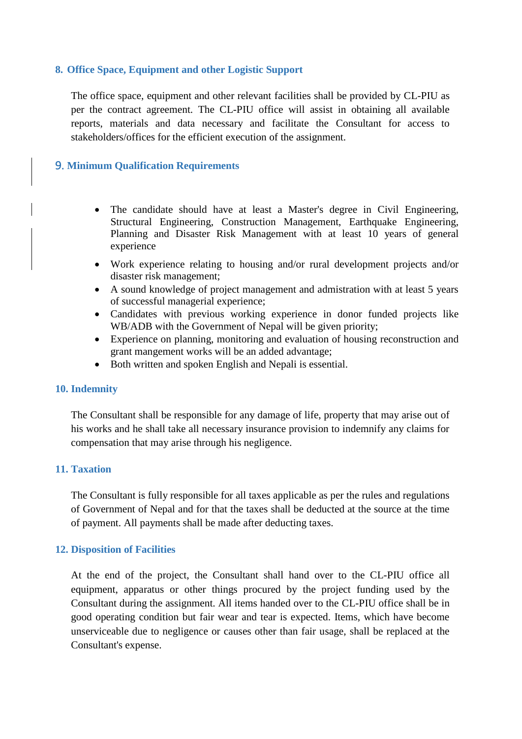## 8. Office Space, Equipment and other Logistic Support

The office space, equipment and other relevant facilities shall be provided by CL-PIU as per the contract agreement. The CL-PIU office will assist in obtaining all available reports, materials and data necessary and facilitate the Consultant for access to stakeholders/offices for the efficient execution of the assignment.

## 9. Minimum Qualification Requirements

- The candidate should have at least a Master's degree in Civil Engineering, Structural Engineering, Construction Management, Earthquake Engineering, Planning and Disaster Risk Management with at least 10 years of general experience
- Work experience relating to housing and/or rural development projects and/or disaster risk management;
- A sound knowledge of project management and admistration with at least 5 years of successful managerial experience;
- Candidates with previous working experience in donor funded projects like WB/ADB with the Government of Nepal will be given priority;
- Experience on planning, monitoring and evaluation of housing reconstruction and grant mangement works will be an added advantage;
- Both written and spoken English and Nepali is essential.

## 10. Indemnity

The Consultant shall be responsible for any damage of life, property that may arise out of his works and he shall take all necessary insurance provision to indemnify any claims for compensation that may arise through his negligence.

## 11. Taxation

The Consultant is fully responsible for all taxes applicable as per the rules and regulations of Government of Nepal and for that the taxes shall be deducted at the source at the time of payment. All payments shall be made after deducting taxes.

## 12. Disposition of Facilities

At the end of the project, the Consultant shall hand over to the CL-PIU office all equipment, apparatus or other things procured by the project funding used by the Consultant during the assignment. All items handed over to the CL-PIU office shall be in good operating condition but fair wear and tear is expected. Items, which have become unserviceable due to negligence or causes other than fair usage, shall be replaced at the Consultant's expense.